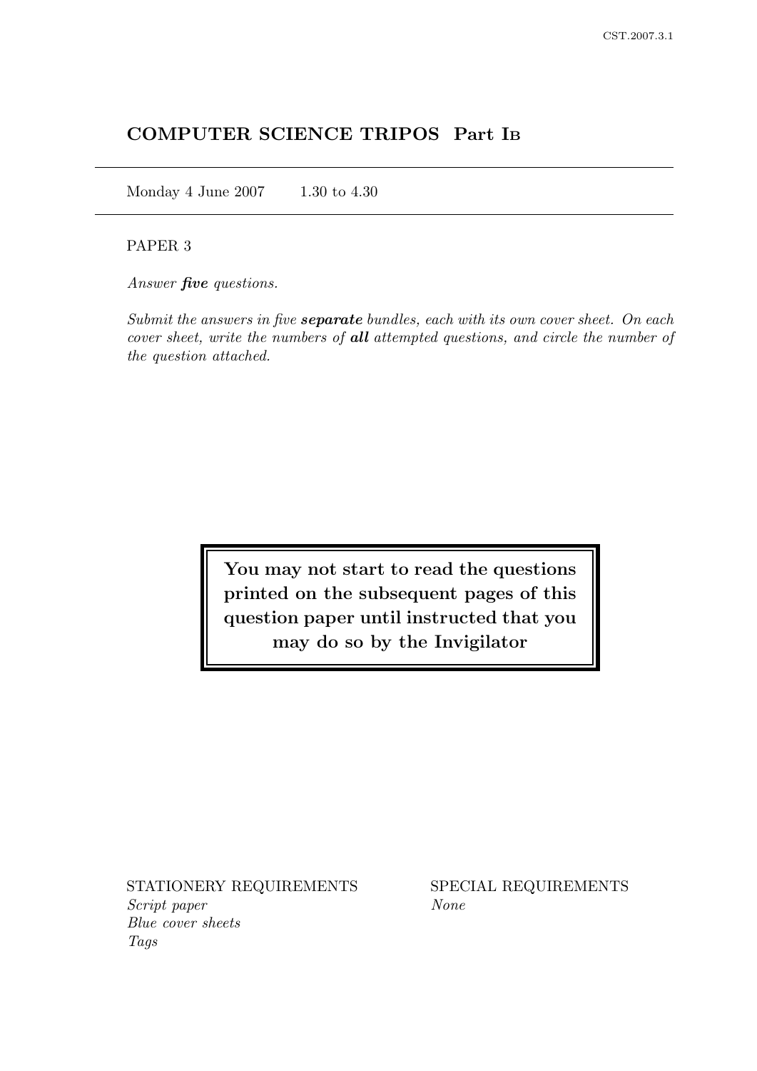# COMPUTER SCIENCE TRIPOS Part IB

Monday 4 June 2007    1.30 to 4.30

PAPER 3

*Answer **five** questions.*

*Submit the answers in five **separate** bundles, each with its own cover sheet. On each cover sheet, write the numbers of **all** attempted questions, and circle the number of the question attached.*

**You may not start to read the questions printed on the subsequent pages of this question paper until instructed that you may do so by the Invigilator**

STATIONERY REQUIREMENTS
*Script paper*
*Blue cover sheets*
*Tags*

SPECIAL REQUIREMENTS
*None*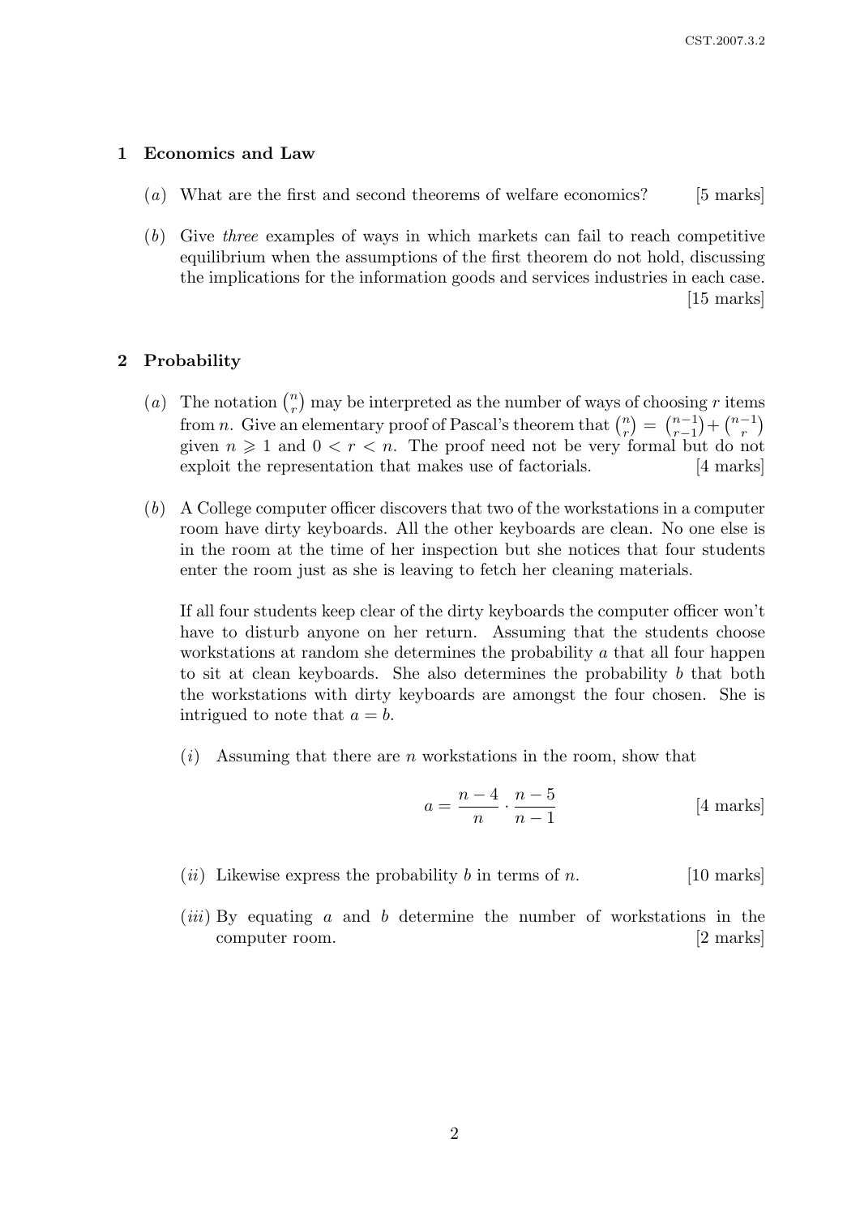## 1 Economics and Law

(*a*) What are the first and second theorems of welfare economics? [5 marks]

(*b*) Give *three* examples of ways in which markets can fail to reach competitive equilibrium when the assumptions of the first theorem do not hold, discussing the implications for the information goods and services industries in each case. [15 marks]

## 2 Probability

(*a*) The notation $\binom{n}{r}$ may be interpreted as the number of ways of choosing $r$ items from $n$. Give an elementary proof of Pascal's theorem that $\binom{n}{r} = \binom{n-1}{r-1} + \binom{n-1}{r}$ given $n \geqslant 1$ and $0 < r < n$. The proof need not be very formal but do not exploit the representation that makes use of factorials. [4 marks]

(*b*) A College computer officer discovers that two of the workstations in a computer room have dirty keyboards. All the other keyboards are clean. No one else is in the room at the time of her inspection but she notices that four students enter the room just as she is leaving to fetch her cleaning materials.

If all four students keep clear of the dirty keyboards the computer officer won't have to disturb anyone on her return. Assuming that the students choose workstations at random she determines the probability $a$ that all four happen to sit at clean keyboards. She also determines the probability $b$ that both the workstations with dirty keyboards are amongst the four chosen. She is intrigued to note that $a = b$.

(*i*) Assuming that there are $n$ workstations in the room, show that

$$a = \frac{n-4}{n} \cdot \frac{n-5}{n-1}$$

[4 marks]

(*ii*) Likewise express the probability $b$ in terms of $n$. [10 marks]

(*iii*) By equating $a$ and $b$ determine the number of workstations in the computer room. [2 marks]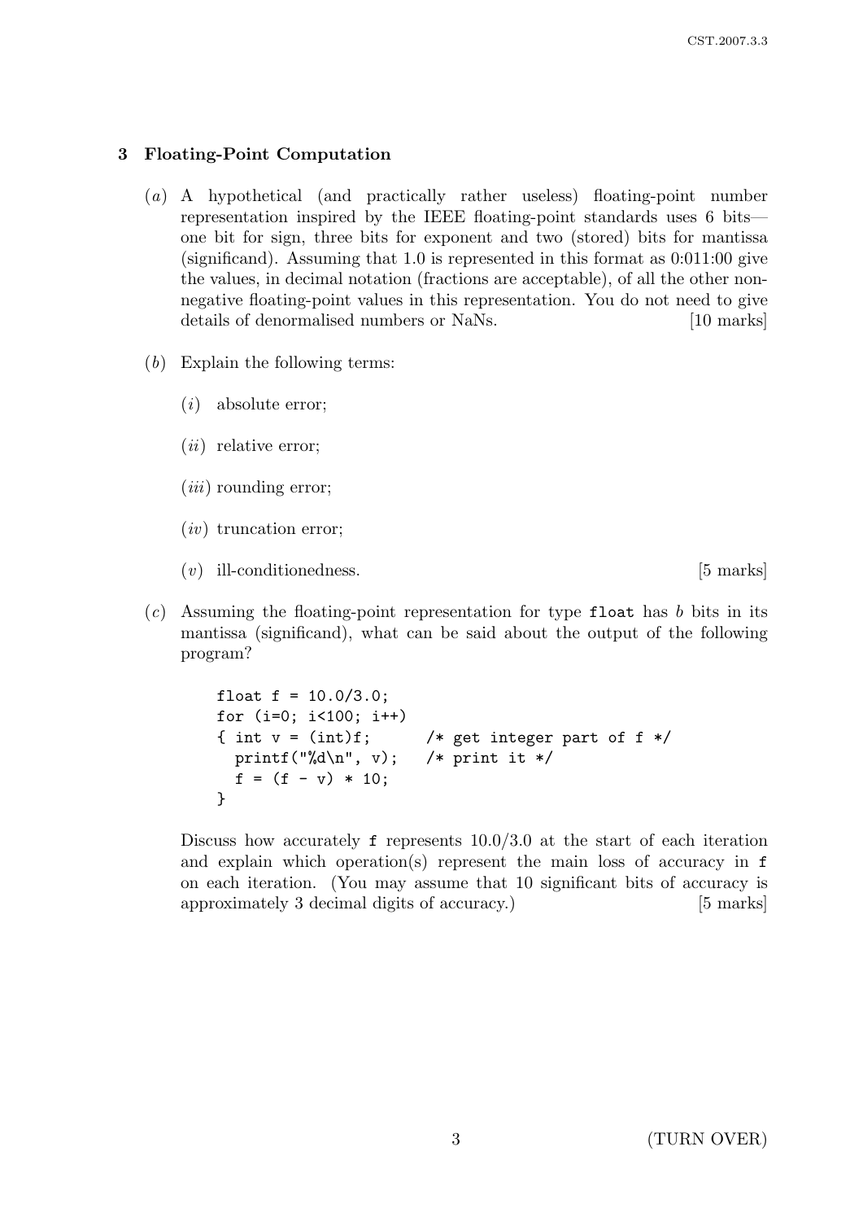## 3 Floating-Point Computation

(*a*) A hypothetical (and practically rather useless) floating-point number representation inspired by the IEEE floating-point standards uses 6 bits—one bit for sign, three bits for exponent and two (stored) bits for mantissa (significand). Assuming that 1.0 is represented in this format as 0:011:00 give the values, in decimal notation (fractions are acceptable), of all the other non-negative floating-point values in this representation. You do not need to give details of denormalised numbers or NaNs. [10 marks]

(*b*) Explain the following terms:

(*i*) absolute error;

(*ii*) relative error;

(*iii*) rounding error;

(*iv*) truncation error;

(*v*) ill-conditionedness. [5 marks]

(*c*) Assuming the floating-point representation for type `float` has $b$ bits in its mantissa (significand), what can be said about the output of the following program?

```
float f = 10.0/3.0;
for (i=0; i<100; i++)
{ int v = (int)f;      /* get integer part of f */
  printf("%d\n", v);   /* print it */
  f = (f - v) * 10;
}
```

Discuss how accurately `f` represents 10.0/3.0 at the start of each iteration and explain which operation(s) represent the main loss of accuracy in `f` on each iteration. (You may assume that 10 significant bits of accuracy is approximately 3 decimal digits of accuracy.) [5 marks]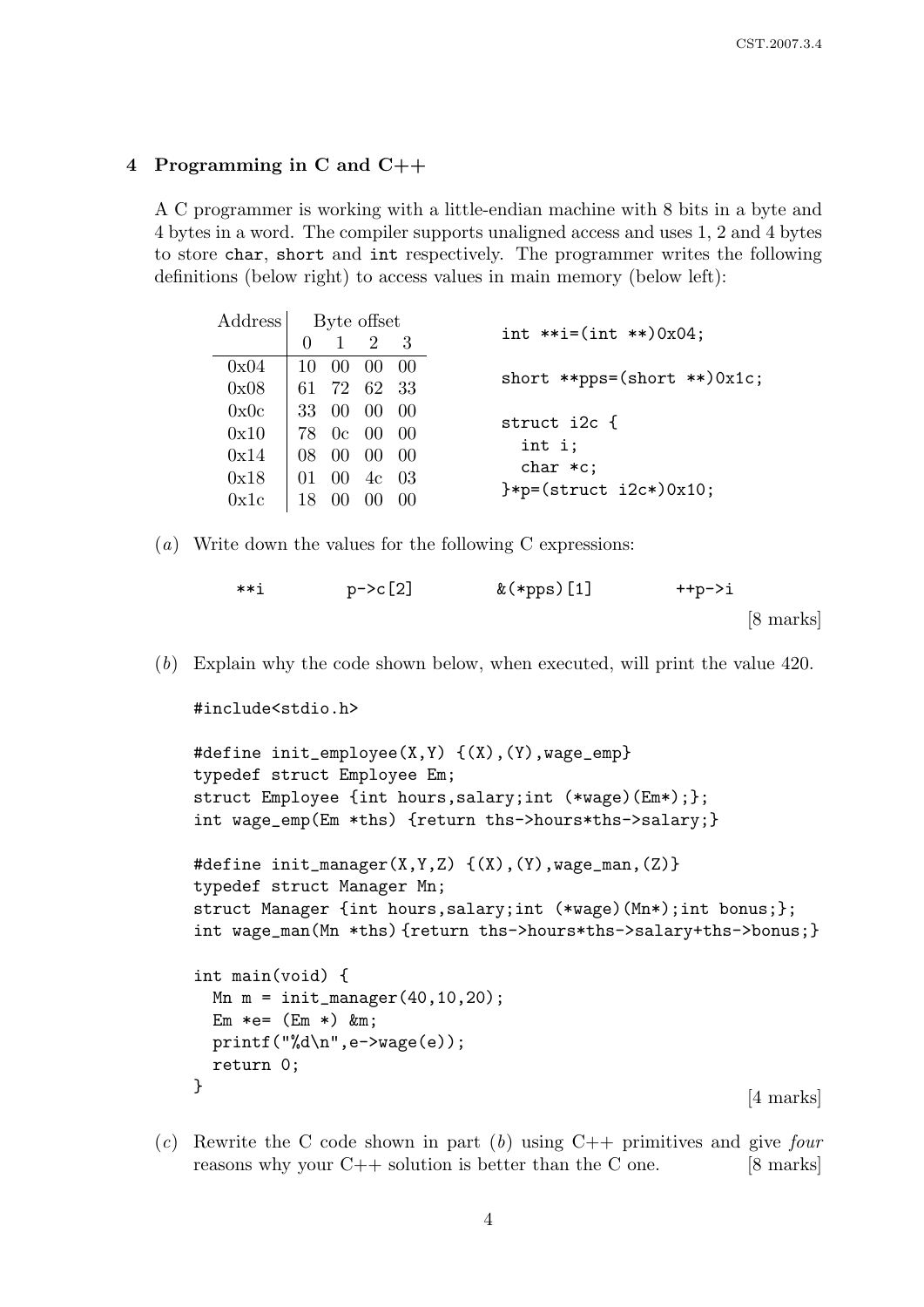## 4 Programming in C and C++

A C programmer is working with a little-endian machine with 8 bits in a byte and 4 bytes in a word. The compiler supports unaligned access and uses 1, 2 and 4 bytes to store `char`, `short` and `int` respectively. The programmer writes the following definitions (below right) to access values in main memory (below left):

| Address | Byte offset | | | |
|---|---|---|---|---|
| | 0 | 1 | 2 | 3 |
| 0x04 | 10 | 00 | 00 | 00 |
| 0x08 | 61 | 72 | 62 | 33 |
| 0x0c | 33 | 00 | 00 | 00 |
| 0x10 | 78 | 0c | 00 | 00 |
| 0x14 | 08 | 00 | 00 | 00 |
| 0x18 | 01 | 00 | 4c | 03 |
| 0x1c | 18 | 00 | 00 | 00 |

```
int **i=(int **)0x04;

short **pps=(short **)0x1c;

struct i2c {
  int i;
  char *c;
}*p=(struct i2c*)0x10;
```

(*a*) Write down the values for the following C expressions:

```
**i          p->c[2]          &(*pps)[1]          ++p->i
```

[8 marks]

(*b*) Explain why the code shown below, when executed, will print the value 420.

```
#include<stdio.h>

#define init_employee(X,Y) {(X),(Y),wage_emp}
typedef struct Employee Em;
struct Employee {int hours,salary;int (*wage)(Em*);};
int wage_emp(Em *ths) {return ths->hours*ths->salary;}

#define init_manager(X,Y,Z) {(X),(Y),wage_man,(Z)}
typedef struct Manager Mn;
struct Manager {int hours,salary;int (*wage)(Mn*);int bonus;};
int wage_man(Mn *ths){return ths->hours*ths->salary+ths->bonus;}

int main(void) {
  Mn m = init_manager(40,10,20);
  Em *e= (Em *) &m;
  printf("%d\n",e->wage(e));
  return 0;
}
```

[4 marks]

(*c*) Rewrite the C code shown in part (*b*) using C++ primitives and give *four* reasons why your C++ solution is better than the C one. [8 marks]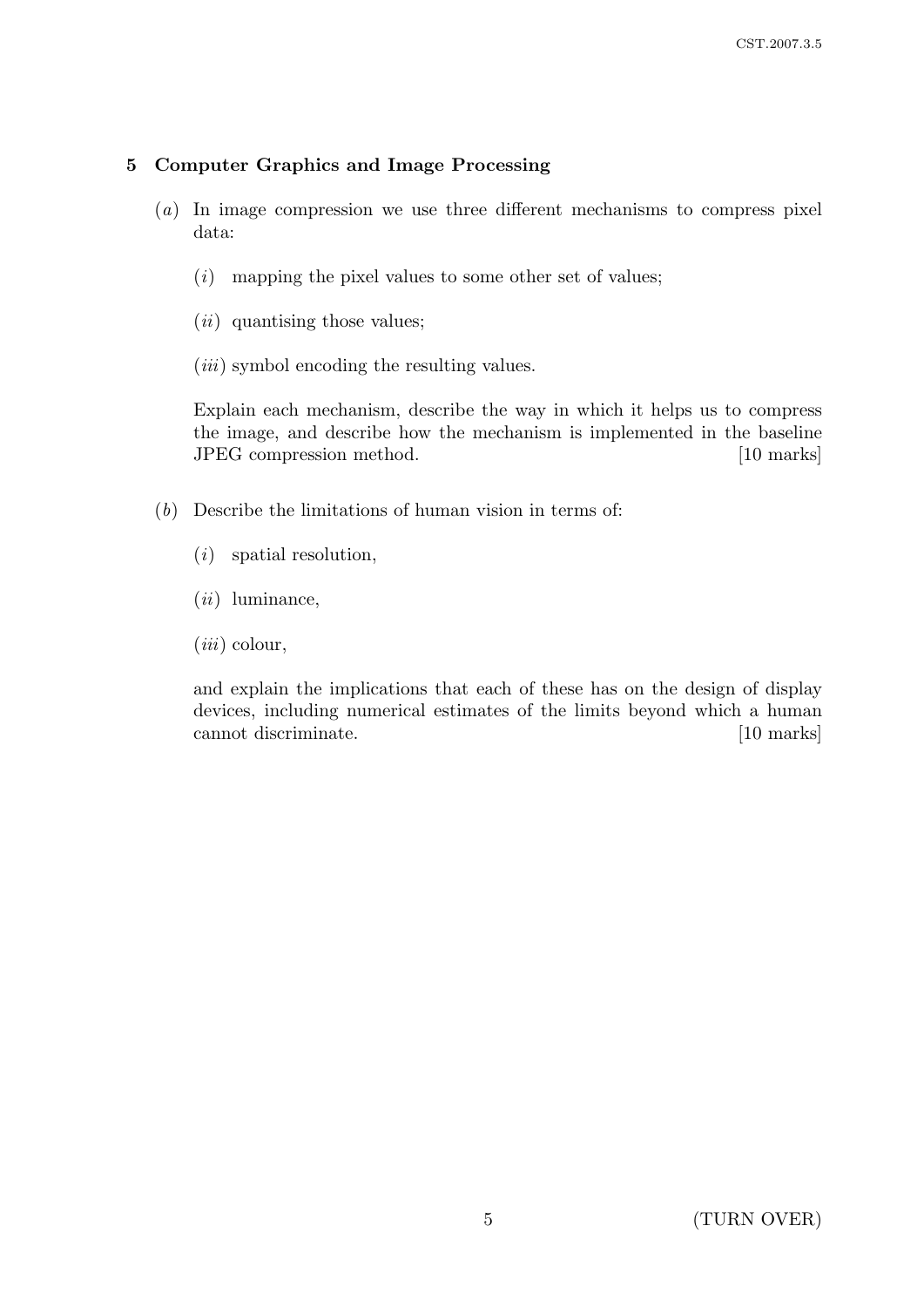## 5 Computer Graphics and Image Processing

(*a*) In image compression we use three different mechanisms to compress pixel data:

(*i*) mapping the pixel values to some other set of values;

(*ii*) quantising those values;

(*iii*) symbol encoding the resulting values.

Explain each mechanism, describe the way in which it helps us to compress the image, and describe how the mechanism is implemented in the baseline JPEG compression method. [10 marks]

(*b*) Describe the limitations of human vision in terms of:

(*i*) spatial resolution,

(*ii*) luminance,

(*iii*) colour,

and explain the implications that each of these has on the design of display devices, including numerical estimates of the limits beyond which a human cannot discriminate. [10 marks]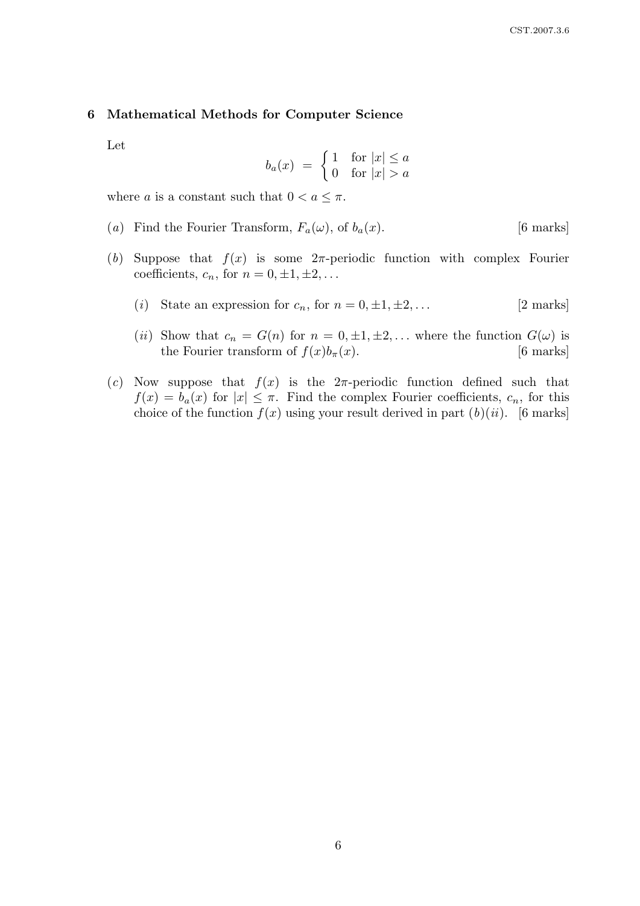## 6 Mathematical Methods for Computer Science

Let

$$b_a(x) \;=\; \begin{cases} 1 & \text{for } |x| \leq a \\ 0 & \text{for } |x| > a \end{cases}$$

where $a$ is a constant such that $0 < a \leq \pi$.

(*a*) Find the Fourier Transform, $F_a(\omega)$, of $b_a(x)$. [6 marks]

(*b*) Suppose that $f(x)$ is some $2\pi$-periodic function with complex Fourier coefficients, $c_n$, for $n = 0, \pm 1, \pm 2, \ldots$

(*i*) State an expression for $c_n$, for $n = 0, \pm 1, \pm 2, \ldots$ [2 marks]

(*ii*) Show that $c_n = G(n)$ for $n = 0, \pm 1, \pm 2, \ldots$ where the function $G(\omega)$ is the Fourier transform of $f(x)b_\pi(x)$. [6 marks]

(*c*) Now suppose that $f(x)$ is the $2\pi$-periodic function defined such that $f(x) = b_a(x)$ for $|x| \leq \pi$. Find the complex Fourier coefficients, $c_n$, for this choice of the function $f(x)$ using your result derived in part (*b*)(*ii*). [6 marks]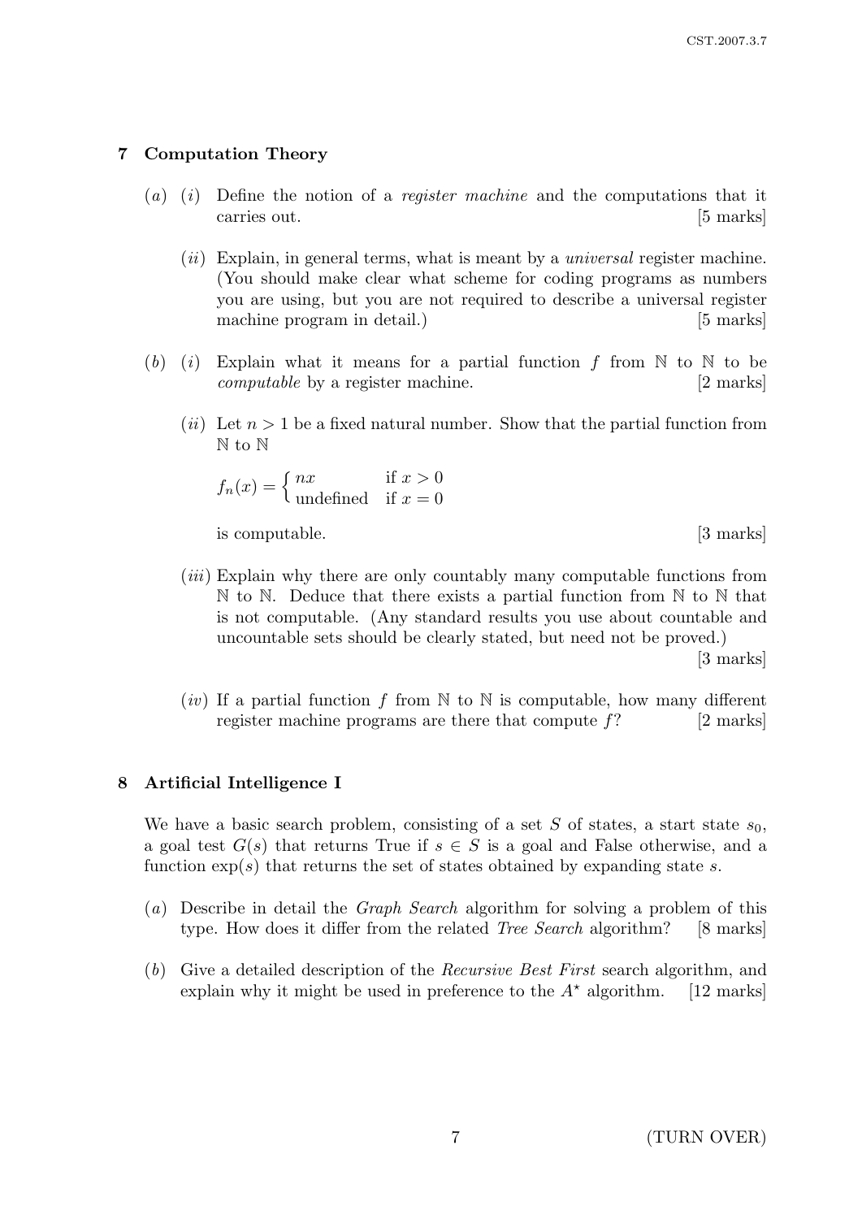## 7 Computation Theory

(*a*) (*i*) Define the notion of a *register machine* and the computations that it carries out. [5 marks]

(*ii*) Explain, in general terms, what is meant by a *universal* register machine. (You should make clear what scheme for coding programs as numbers you are using, but you are not required to describe a universal register machine program in detail.) [5 marks]

(*b*) (*i*) Explain what it means for a partial function $f$ from $\mathbb{N}$ to $\mathbb{N}$ to be *computable* by a register machine. [2 marks]

(*ii*) Let $n > 1$ be a fixed natural number. Show that the partial function from $\mathbb{N}$ to $\mathbb{N}$

$$f_n(x) = \begin{cases} nx & \text{if } x > 0 \\ \text{undefined} & \text{if } x = 0 \end{cases}$$

is computable. [3 marks]

(*iii*) Explain why there are only countably many computable functions from $\mathbb{N}$ to $\mathbb{N}$. Deduce that there exists a partial function from $\mathbb{N}$ to $\mathbb{N}$ that is not computable. (Any standard results you use about countable and uncountable sets should be clearly stated, but need not be proved.) [3 marks]

(*iv*) If a partial function $f$ from $\mathbb{N}$ to $\mathbb{N}$ is computable, how many different register machine programs are there that compute $f$? [2 marks]

## 8 Artificial Intelligence I

We have a basic search problem, consisting of a set $S$ of states, a start state $s_0$, a goal test $G(s)$ that returns True if $s \in S$ is a goal and False otherwise, and a function $\exp(s)$ that returns the set of states obtained by expanding state $s$.

(*a*) Describe in detail the *Graph Search* algorithm for solving a problem of this type. How does it differ from the related *Tree Search* algorithm? [8 marks]

(*b*) Give a detailed description of the *Recursive Best First* search algorithm, and explain why it might be used in preference to the $A^{\star}$ algorithm. [12 marks]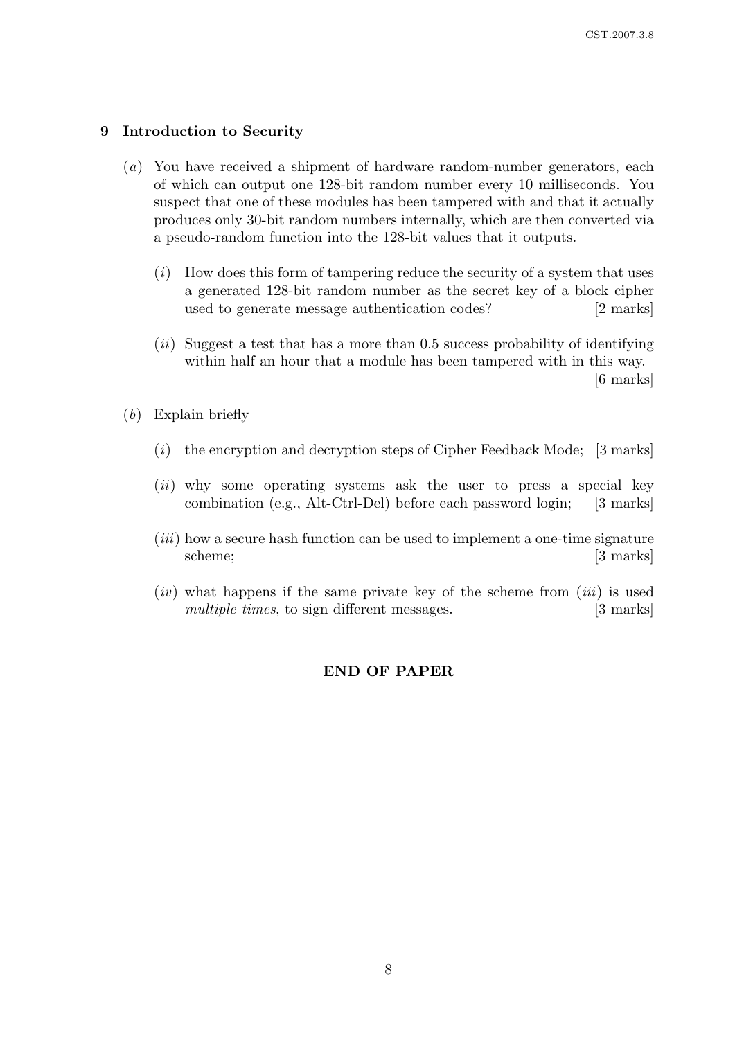## 9 Introduction to Security

(*a*) You have received a shipment of hardware random-number generators, each of which can output one 128-bit random number every 10 milliseconds. You suspect that one of these modules has been tampered with and that it actually produces only 30-bit random numbers internally, which are then converted via a pseudo-random function into the 128-bit values that it outputs.

(*i*) How does this form of tampering reduce the security of a system that uses a generated 128-bit random number as the secret key of a block cipher used to generate message authentication codes? [2 marks]

(*ii*) Suggest a test that has a more than 0.5 success probability of identifying within half an hour that a module has been tampered with in this way. [6 marks]

(*b*) Explain briefly

(*i*) the encryption and decryption steps of Cipher Feedback Mode; [3 marks]

(*ii*) why some operating systems ask the user to press a special key combination (e.g., Alt-Ctrl-Del) before each password login; [3 marks]

(*iii*) how a secure hash function can be used to implement a one-time signature scheme; [3 marks]

(*iv*) what happens if the same private key of the scheme from (*iii*) is used *multiple times*, to sign different messages. [3 marks]

**END OF PAPER**